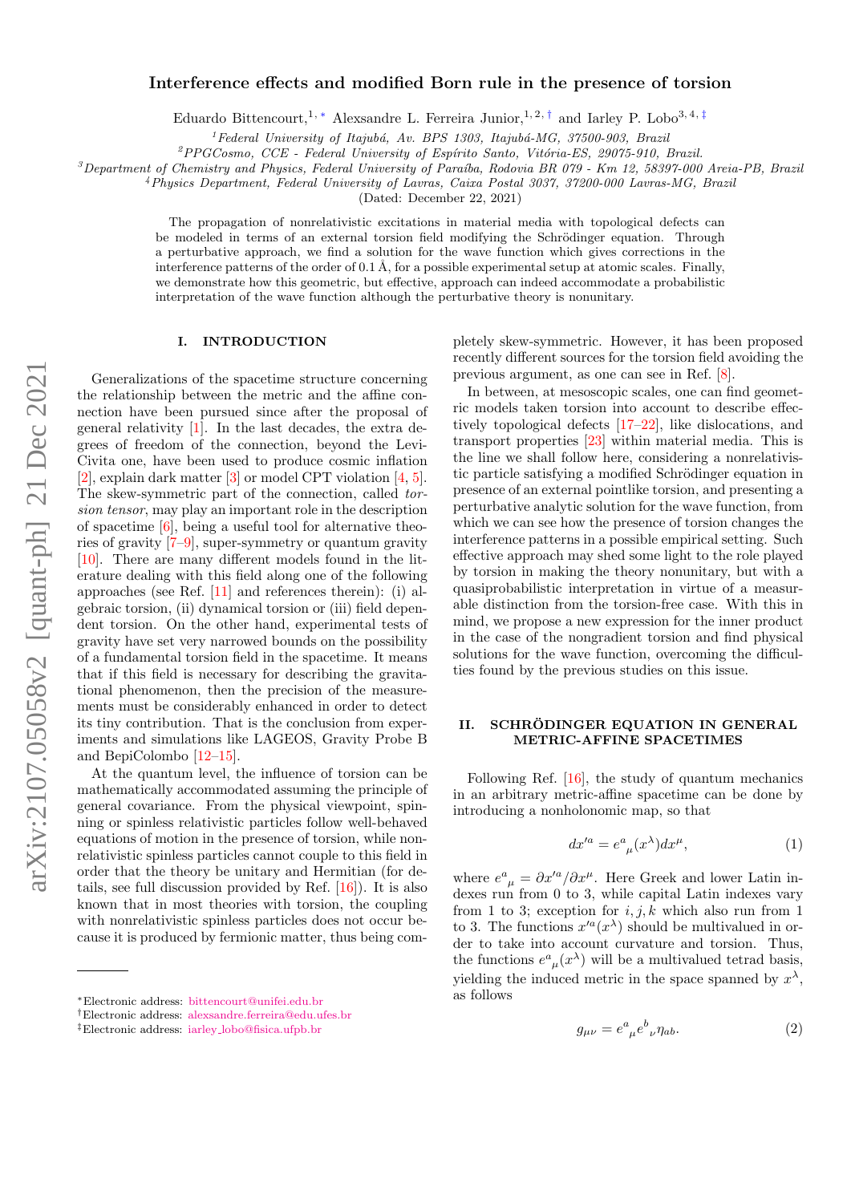# Interference effects and modified Born rule in the presence of torsion

Eduardo Bittencourt,[1,*] Alexsandre L. Ferreira Junior,[1,2,†] and Iarley P. Lobo[3,4,‡]

[1]*Federal University of Itajubá, Av. BPS 1303, Itajubá-MG, 37500-903, Brazil*

[2]*PPGCosmo, CCE - Federal University of Espírito Santo, Vitória-ES, 29075-910, Brazil.*

[3]*Department of Chemistry and Physics, Federal University of Paraíba, Rodovia BR 079 - Km 12, 58397-000 Areia-PB, Brazil*

[4]*Physics Department, Federal University of Lavras, Caixa Postal 3037, 37200-000 Lavras-MG, Brazil*

(Dated: December 22, 2021)

The propagation of nonrelativistic excitations in material media with topological defects can be modeled in terms of an external torsion field modifying the Schrödinger equation. Through a perturbative approach, we find a solution for the wave function which gives corrections in the interference patterns of the order of 0.1 Å, for a possible experimental setup at atomic scales. Finally, we demonstrate how this geometric, but effective, approach can indeed accommodate a probabilistic interpretation of the wave function although the perturbative theory is nonunitary.

## I. INTRODUCTION

Generalizations of the spacetime structure concerning the relationship between the metric and the affine connection have been pursued since after the proposal of general relativity [1]. In the last decades, the extra degrees of freedom of the connection, beyond the Levi-Civita one, have been used to produce cosmic inflation [2], explain dark matter [3] or model CPT violation [4, 5]. The skew-symmetric part of the connection, called *torsion tensor*, may play an important role in the description of spacetime [6], being a useful tool for alternative theories of gravity [7–9], super-symmetry or quantum gravity [10]. There are many different models found in the literature dealing with this field along one of the following approaches (see Ref. [11] and references therein): (i) algebraic torsion, (ii) dynamical torsion or (iii) field dependent torsion. On the other hand, experimental tests of gravity have set very narrowed bounds on the possibility of a fundamental torsion field in the spacetime. It means that if this field is necessary for describing the gravitational phenomenon, then the precision of the measurements must be considerably enhanced in order to detect its tiny contribution. That is the conclusion from experiments and simulations like LAGEOS, Gravity Probe B and BepiColombo [12–15].

At the quantum level, the influence of torsion can be mathematically accommodated assuming the principle of general covariance. From the physical viewpoint, spinning or spinless relativistic particles follow well-behaved equations of motion in the presence of torsion, while nonrelativistic spinless particles cannot couple to this field in order that the theory be unitary and Hermitian (for details, see full discussion provided by Ref. [16]). It is also known that in most theories with torsion, the coupling with nonrelativistic spinless particles does not occur because it is produced by fermionic matter, thus being completely skew-symmetric. However, it has been proposed recently different sources for the torsion field avoiding the previous argument, as one can see in Ref. [8].

In between, at mesoscopic scales, one can find geometric models taken torsion into account to describe effectively topological defects [17–22], like dislocations, and transport properties [23] within material media. This is the line we shall follow here, considering a nonrelativistic particle satisfying a modified Schrödinger equation in presence of an external pointlike torsion, and presenting a perturbative analytic solution for the wave function, from which we can see how the presence of torsion changes the interference patterns in a possible empirical setting. Such effective approach may shed some light to the role played by torsion in making the theory nonunitary, but with a quasiprobabilistic interpretation in virtue of a measurable distinction from the torsion-free case. With this in mind, we propose a new expression for the inner product in the case of the nongradient torsion and find physical solutions for the wave function, overcoming the difficulties found by the previous studies on this issue.

## II. SCHRÖDINGER EQUATION IN GENERAL METRIC-AFFINE SPACETIMES

Following Ref. [16], the study of quantum mechanics in an arbitrary metric-affine spacetime can be done by introducing a nonholonomic map, so that

$$dx'^a = e^a{}_\mu(x^\lambda)dx^\mu, \tag{1}$$

where $e^a{}_\mu = \partial x'^a/\partial x^\mu$. Here Greek and lower Latin indexes run from 0 to 3, while capital Latin indexes vary from 1 to 3; exception for $i, j, k$ which also run from 1 to 3. The functions $x'^a(x^\lambda)$ should be multivalued in order to take into account curvature and torsion. Thus, the functions $e^a{}_\mu(x^\lambda)$ will be a multivalued tetrad basis, yielding the induced metric in the space spanned by $x^\lambda$, as follows

$$g_{\mu\nu} = e^a{}_\mu e^b{}_\nu \eta_{ab}. \tag{2}$$

---

*Electronic address: bittencourt@unifei.edu.br

†Electronic address: alexsandre.ferreira@edu.ufes.br

‡Electronic address: iarley_lobo@fisica.ufpb.br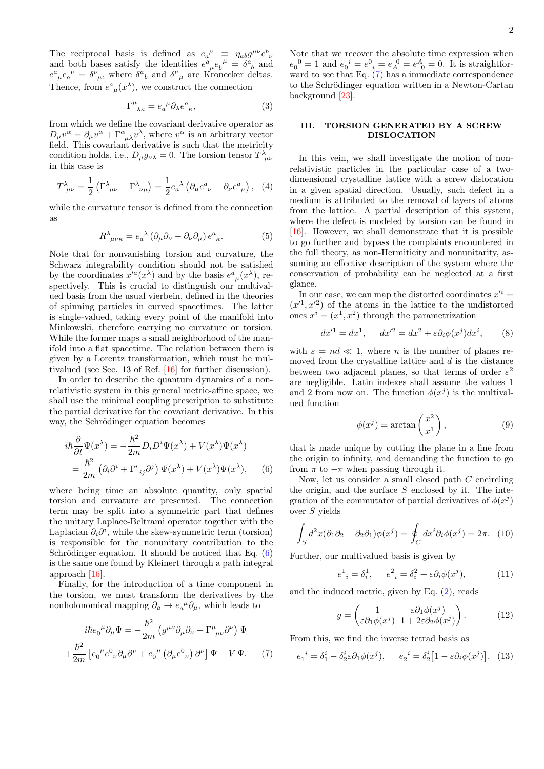The reciprocal basis is defined as $e_a{}^\mu \equiv \eta_{ab} g^{\mu\nu} e^b{}_\nu$ and both bases satisfy the identities $e^a{}_\mu e_b{}^\mu = \delta^a{}_b$ and $e^a{}_\mu e_a{}^\nu = \delta^\nu{}_\mu$, where $\delta^a{}_b$ and $\delta^\nu{}_\mu$ are Kronecker deltas. Thence, from $e^a{}_\mu(x^\lambda)$, we construct the connection

$$\Gamma^\mu{}_{\lambda\kappa} = e_a{}^\mu \partial_\lambda e^a{}_\kappa, \tag{3}$$

from which we define the covariant derivative operator as $D_\mu v^\alpha = \partial_\mu v^\alpha + \Gamma^\alpha{}_{\mu\lambda} v^\lambda$, where $v^\alpha$ is an arbitrary vector field. This covariant derivative is such that the metricity condition holds, i.e., $D_\mu g_{\nu\lambda} = 0$. The torsion tensor $T^\lambda{}_{\mu\nu}$ in this case is

$$T^\lambda{}_{\mu\nu} = \frac{1}{2}\left(\Gamma^\lambda{}_{\mu\nu} - \Gamma^\lambda{}_{\nu\mu}\right) = \frac{1}{2} e_a{}^\lambda \left(\partial_\mu e^a{}_\nu - \partial_\nu e^a{}_\mu\right), \tag{4}$$

while the curvature tensor is defined from the connection as

$$R^\lambda{}_{\mu\nu\kappa} = e_a{}^\lambda \left(\partial_\mu \partial_\nu - \partial_\nu \partial_\mu\right) e^a{}_\kappa. \tag{5}$$

Note that for nonvanishing torsion and curvature, the Schwarz integrability condition should not be satisfied by the coordinates $x'^a(x^\lambda)$ and by the basis $e^a{}_\mu(x^\lambda)$, respectively. This is crucial to distinguish our multivalued basis from the usual vierbein, defined in the theories of spinning particles in curved spacetimes. The latter is single-valued, taking every point of the manifold into Minkowski, therefore carrying no curvature or torsion. While the former maps a small neighborhood of the manifold into a flat spacetime. The relation between them is given by a Lorentz transformation, which must be multivalued (see Sec. 13 of Ref. [16] for further discussion).

In order to describe the quantum dynamics of a nonrelativistic system in this general metric-affine space, we shall use the minimal coupling prescription to substitute the partial derivative for the covariant derivative. In this way, the Schrödinger equation becomes

$$\begin{aligned} i\hbar \frac{\partial}{\partial t} \Psi(x^\lambda) &= -\frac{\hbar^2}{2m} D_i D^i \Psi(x^\lambda) + V(x^\lambda)\Psi(x^\lambda) \\ &= \frac{\hbar^2}{2m}\left(\partial_i \partial^i + \Gamma^i{}_{ij}\partial^j\right)\Psi(x^\lambda) + V(x^\lambda)\Psi(x^\lambda), \end{aligned} \tag{6}$$

where being time an absolute quantity, only spatial torsion and curvature are presented. The connection term may be split into a symmetric part that defines the unitary Laplace-Beltrami operator together with the Laplacian $\partial_i \partial^i$, while the skew-symmetric term (torsion) is responsible for the nonunitary contribution to the Schrödinger equation. It should be noticed that Eq. (6) is the same one found by Kleinert through a path integral approach [16].

Finally, for the introduction of a time component in the torsion, we must transform the derivatives by the nonholonomical mapping $\partial_a \to e_a{}^\mu \partial_\mu$, which leads to

$$\begin{aligned} i\hbar e_0{}^\mu \partial_\mu \Psi &= -\frac{\hbar^2}{2m}\left(g^{\mu\nu}\partial_\mu\partial_\nu + \Gamma^\mu{}_{\mu\nu}\partial^\nu\right)\Psi \\ &+ \frac{\hbar^2}{2m}\left[e_0{}^\mu e^0{}_\nu \partial_\mu \partial^\nu + e_0{}^\mu\left(\partial_\mu e^0{}_\nu\right)\partial^\nu\right]\Psi + V\,\Psi. \end{aligned} \tag{7}$$

Note that we recover the absolute time expression when $e_0{}^0 = 1$ and $e_0{}^i = e^0{}_i = e_A{}^0 = e^A{}_0 = 0$. It is straightforward to see that Eq. (7) has a immediate correspondence to the Schrödinger equation written in a Newton-Cartan background [23].

## III. TORSION GENERATED BY A SCREW DISLOCATION

In this vein, we shall investigate the motion of nonrelativistic particles in the particular case of a two-dimensional crystalline lattice with a screw dislocation in a given spatial direction. Usually, such defect in a medium is attributed to the removal of layers of atoms from the lattice. A partial description of this system, where the defect is modeled by torsion can be found in [16]. However, we shall demonstrate that it is possible to go further and bypass the complaints encountered in the full theory, as non-Hermiticity and nonunitarity, assuming an effective description of the system where the conservation of probability can be neglected at a first glance.

In our case, we can map the distorted coordinates $x'^i = (x'^1, x'^2)$ of the atoms in the lattice to the undistorted ones $x^i = (x^1, x^2)$ through the parametrization

$$dx'^1 = dx^1, \qquad dx'^2 = dx^2 + \varepsilon \partial_i \phi(x^j) dx^i, \tag{8}$$

with $\varepsilon = nd \ll 1$, where $n$ is the number of planes removed from the crystalline lattice and $d$ is the distance between two adjacent planes, so that terms of order $\varepsilon^2$ are negligible. Latin indexes shall assume the values 1 and 2 from now on. The function $\phi(x^j)$ is the multivalued function

$$\phi(x^j) = \arctan\left(\frac{x^2}{x^1}\right), \tag{9}$$

that is made unique by cutting the plane in a line from the origin to infinity, and demanding the function to go from $\pi$ to $-\pi$ when passing through it.

Now, let us consider a small closed path $C$ encircling the origin, and the surface $S$ enclosed by it. The integration of the commutator of partial derivatives of $\phi(x^j)$ over $S$ yields

$$\int_S d^2x (\partial_1 \partial_2 - \partial_2 \partial_1)\phi(x^j) = \oint_C dx^i \partial_i \phi(x^j) = 2\pi. \tag{10}$$

Further, our multivalued basis is given by

$$e^1{}_i = \delta^1_i, \qquad e^2{}_i = \delta^2_i + \varepsilon \partial_i \phi(x^j), \tag{11}$$

and the induced metric, given by Eq. (2), reads

$$g = \begin{pmatrix} 1 & \varepsilon \partial_1 \phi(x^j) \\ \varepsilon \partial_1 \phi(x^j) & 1 + 2\varepsilon \partial_2 \phi(x^j) \end{pmatrix}. \tag{12}$$

From this, we find the inverse tetrad basis as

$$e_1{}^i = \delta^i_1 - \delta^i_2 \varepsilon \partial_1 \phi(x^j), \qquad e_2{}^i = \delta^i_2\left[1 - \varepsilon \partial_i \phi(x^j)\right]. \tag{13}$$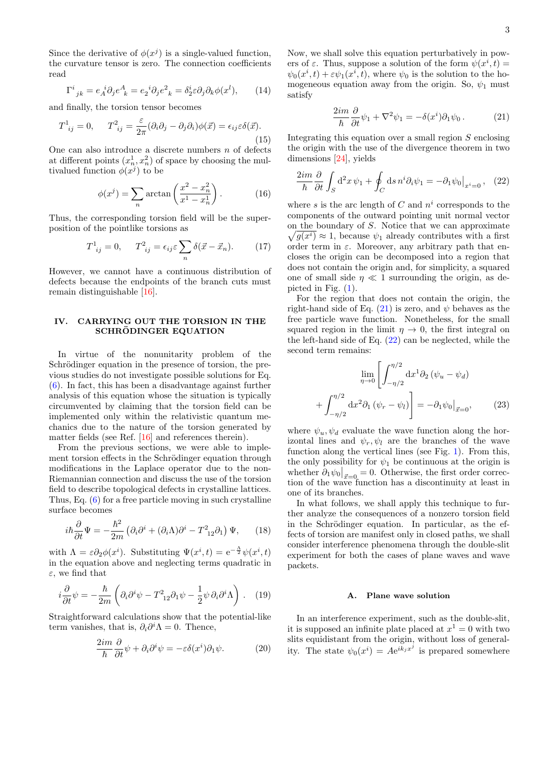Since the derivative of $\phi(x^j)$ is a single-valued function, the curvature tensor is zero. The connection coefficients read

$$\Gamma^i{}_{jk} = e_A{}^i \partial_j e^A{}_k = e_2{}^i \partial_j e^2{}_k = \delta^i_2 \varepsilon \partial_j \partial_k \phi(x^l), \tag{14}$$

and finally, the torsion tensor becomes

$$T^1{}_{ij} = 0, \qquad T^2{}_{ij} = \frac{\varepsilon}{2\pi}(\partial_i \partial_j - \partial_j \partial_i)\phi(\vec{x}) = \epsilon_{ij}\varepsilon\delta(\vec{x}). \tag{15}$$

One can also introduce a discrete numbers $n$ of defects at different points $(x^1_n, x^2_n)$ of space by choosing the multivalued function $\phi(x^j)$ to be

$$\phi(x^j) = \sum_n \arctan\left(\frac{x^2 - x^2_n}{x^1 - x^1_n}\right). \tag{16}$$

Thus, the corresponding torsion field will be the superposition of the pointlike torsions as

$$T^1{}_{ij} = 0, \qquad T^2{}_{ij} = \epsilon_{ij}\varepsilon \sum_n \delta(\vec{x} - \vec{x}_n). \tag{17}$$

However, we cannot have a continuous distribution of defects because the endpoints of the branch cuts must remain distinguishable [16].

## IV. CARRYING OUT THE TORSION IN THE SCHRÖDINGER EQUATION

In virtue of the nonunitarity problem of the Schrödinger equation in the presence of torsion, the previous studies do not investigate possible solutions for Eq. (6). In fact, this has been a disadvantage against further analysis of this equation whose the situation is typically circumvented by claiming that the torsion field can be implemented only within the relativistic quantum mechanics due to the nature of the torsion generated by matter fields (see Ref. [16] and references therein).

From the previous sections, we were able to implement torsion effects in the Schrödinger equation through modifications in the Laplace operator due to the non-Riemannian connection and discuss the use of the torsion field to describe topological defects in crystalline lattices. Thus, Eq. (6) for a free particle moving in such crystalline surface becomes

$$i\hbar\frac{\partial}{\partial t}\Psi = -\frac{\hbar^2}{2m}\left(\partial_i\partial^i + (\partial_i\Lambda)\partial^i - T^2{}_{12}\partial_1\right)\Psi, \tag{18}$$

with $\Lambda = \varepsilon\partial_2\phi(x^i)$. Substituting $\Psi(x^i,t) = \mathrm{e}^{-\frac{\Lambda}{2}}\psi(x^i,t)$ in the equation above and neglecting terms quadratic in $\varepsilon$, we find that

$$i\frac{\partial}{\partial t}\psi = -\frac{\hbar}{2m}\left(\partial_i\partial^i\psi - T^2{}_{12}\partial_1\psi - \frac{1}{2}\psi\,\partial_i\partial^i\Lambda\right). \tag{19}$$

Straightforward calculations show that the potential-like term vanishes, that is, $\partial_i\partial^i\Lambda = 0$. Thence,

$$\frac{2im}{\hbar}\frac{\partial}{\partial t}\psi + \partial_i\partial^i\psi = -\varepsilon\delta(x^i)\partial_1\psi. \tag{20}$$

Now, we shall solve this equation perturbatively in powers of $\varepsilon$. Thus, suppose a solution of the form $\psi(x^i,t) = \psi_0(x^i,t) + \varepsilon\psi_1(x^i,t)$, where $\psi_0$ is the solution to the homogeneous equation away from the origin. So, $\psi_1$ must satisfy

$$\frac{2im}{\hbar}\frac{\partial}{\partial t}\psi_1 + \nabla^2\psi_1 = -\delta(x^i)\partial_1\psi_0\,. \tag{21}$$

Integrating this equation over a small region $S$ enclosing the origin with the use of the divergence theorem in two dimensions [24], yields

$$\frac{2im}{\hbar}\frac{\partial}{\partial t}\int_S \mathrm{d}^2x\,\psi_1 + \oint_C \mathrm{d}s\, n^i\partial_i\psi_1 = -\partial_1\psi_0\big|_{x^i=0}, \tag{22}$$

where $s$ is the arc length of $C$ and $n^i$ corresponds to the components of the outward pointing unit normal vector on the boundary of $S$. Notice that we can approximate $\sqrt{g(x^i)} \approx 1$, because $\psi_1$ already contributes with a first order term in $\varepsilon$. Moreover, any arbitrary path that encloses the origin can be decomposed into a region that does not contain the origin and, for simplicity, a squared one of small side $\eta \ll 1$ surrounding the origin, as depicted in Fig. (1).

For the region that does not contain the origin, the right-hand side of Eq. (21) is zero, and $\psi$ behaves as the free particle wave function. Nonetheless, for the small squared region in the limit $\eta \to 0$, the first integral on the left-hand side of Eq. (22) can be neglected, while the second term remains:

$$\lim_{\eta\to 0}\left[\int_{-\eta/2}^{\eta/2}\mathrm{d}x^1\partial_2\left(\psi_u - \psi_d\right) + \int_{-\eta/2}^{\eta/2}\mathrm{d}x^2\partial_1\left(\psi_r - \psi_l\right)\right] = -\partial_1\psi_0\big|_{\vec{x}=0}, \tag{23}$$

where $\psi_u, \psi_d$ evaluate the wave function along the horizontal lines and $\psi_r, \psi_l$ are the branches of the wave function along the vertical lines (see Fig. 1). From this, the only possibility for $\psi_1$ be continuous at the origin is whether $\partial_1\psi_0\big|_{\vec{x}=0} = 0$. Otherwise, the first order correction of the wave function has a discontinuity at least in one of its branches.

In what follows, we shall apply this technique to further analyze the consequences of a nonzero torsion field in the Schrödinger equation. In particular, as the effects of torsion are manifest only in closed paths, we shall consider interference phenomena through the double-slit experiment for both the cases of plane waves and wave packets.

### A. Plane wave solution

In an interference experiment, such as the double-slit, it is supposed an infinite plate placed at $x^1 = 0$ with two slits equidistant from the origin, without loss of generality. The state $\psi_0(x^i) = A\mathrm{e}^{ik_jx^j}$ is prepared somewhere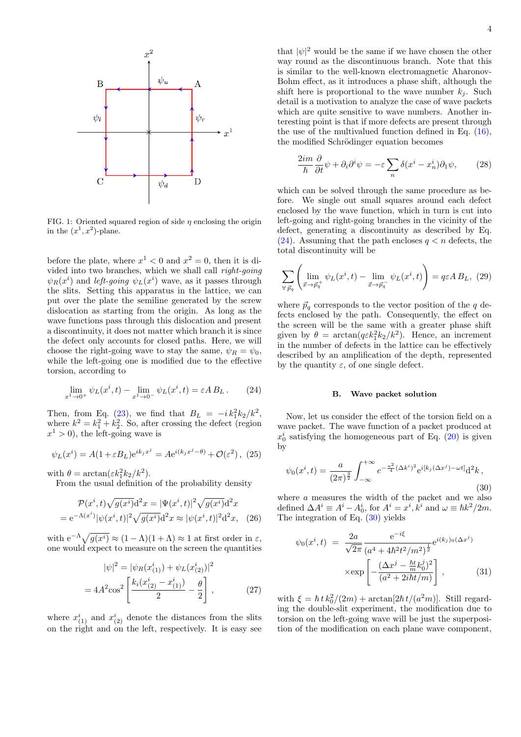FIG. 1: Oriented squared region of side $\eta$ enclosing the origin in the $(x^1, x^2)$-plane.

before the plate, where $x^1 < 0$ and $x^2 = 0$, then it is divided into two branches, which we shall call *right-going* $\psi_R(x^i)$ and *left-going* $\psi_L(x^i)$ wave, as it passes through the slits. Setting this apparatus in the lattice, we can put over the plate the semiline generated by the screw dislocation as starting from the origin. As long as the wave functions pass through this dislocation and present a discontinuity, it does not matter which branch it is since the defect only accounts for closed paths. Here, we will choose the right-going wave to stay the same, $\psi_R = \psi_0$, while the left-going one is modified due to the effective torsion, according to

$$\lim_{x^1\to 0^+} \psi_L(x^i,t) - \lim_{x^1\to 0^-} \psi_L(x^i,t) = \varepsilon A\, B_L\,. \tag{24}$$

Then, from Eq. (23), we find that $B_L = -i\, k_1^2 k_2/k^2$, where $k^2 = k_1^2 + k_2^2$. So, after crossing the defect (region $x^1 > 0$), the left-going wave is

$$\psi_L(x^i) = A(1+\varepsilon B_L)\mathrm{e}^{ik_j x^j} = A\mathrm{e}^{i(k_j x^j - \theta)} + \mathcal{O}(\varepsilon^2)\,, \tag{25}$$

with $\theta = \arctan(\varepsilon k_1^2 k_2/k^2)$.

From the usual definition of the probability density

$$\begin{aligned}\mathcal{P}(x^i,t)\sqrt{g(x^i)}\mathrm{d}^2x &= |\Psi(x^i,t)|^2\sqrt{g(x^i)}\mathrm{d}^2x \\ = \mathrm{e}^{-\Lambda(x^i)}|\psi(x^i,t)|^2\sqrt{g(x^i)}\mathrm{d}^2x &\approx |\psi(x^i,t)|^2\mathrm{d}^2x,\end{aligned} \tag{26}$$

with $\mathrm{e}^{-\Lambda}\sqrt{g(x^i)} \approx (1-\Lambda)(1+\Lambda) \approx 1$ at first order in $\varepsilon$, one would expect to measure on the screen the quantities

$$\begin{aligned}|\psi|^2 &= |\psi_R(x^i_{(1)}) + \psi_L(x^i_{(2)})|^2 \\ &= 4A^2\cos^2\left[\frac{k_i(x^i_{(2)} - x^i_{(1)})}{2} - \frac{\theta}{2}\right]\,,\end{aligned} \tag{27}$$

where $x^i_{(1)}$ and $x^i_{(2)}$ denote the distances from the slits on the right and on the left, respectively. It is easy see that $|\psi|^2$ would be the same if we have chosen the other way round as the discontinuous branch. Note that this is similar to the well-known electromagnetic Aharonov-Bohm effect, as it introduces a phase shift, although the shift here is proportional to the wave number $k_j$. Such detail is a motivation to analyze the case of wave packets which are quite sensitive to wave numbers. Another interesting point is that if more defects are present through the use of the multivalued function defined in Eq. (16), the modified Schrödinger equation becomes

$$\frac{2im}{\hbar}\frac{\partial}{\partial t}\psi + \partial_i\partial^i\psi = -\varepsilon\sum_n \delta(x^i - x^i_n)\partial_1\psi, \tag{28}$$

which can be solved through the same procedure as before. We single out small squares around each defect enclosed by the wave function, which in turn is cut into left-going and right-going branches in the vicinity of the defect, generating a discontinuity as described by Eq. (24). Assuming that the path encloses $q < n$ defects, the total discontinuity will be

$$\sum_{\forall\,\vec{p}_q}\left(\lim_{\vec{x}\to\vec{p}_q^{\,+}} \psi_L(x^i,t) - \lim_{\vec{x}\to\vec{p}_q^{\,-}} \psi_L(x^i,t)\right) = q\varepsilon A\, B_L, \tag{29}$$

where $\vec{p}_q$ corresponds to the vector position of the $q$ defects enclosed by the path. Consequently, the effect on the screen will be the same with a greater phase shift given by $\theta = \arctan(q\varepsilon k_1^2 k_2/k^2)$. Hence, an increment in the number of defects in the lattice can be effectively described by an amplification of the depth, represented by the quantity $\varepsilon$, of one single defect.

### B. Wave packet solution

Now, let us consider the effect of the torsion field on a wave packet. The wave function of a packet produced at $x_0^i$ satisfying the homogeneous part of Eq. (20) is given by

$$\psi_0(x^i,t) = \frac{a}{(2\pi)^{\frac{3}{2}}}\int_{-\infty}^{+\infty} e^{-\frac{a^2}{4}(\Delta k^i)^2}\mathrm{e}^{i[k_j(\Delta x^j) - \omega t]}\mathrm{d}^2k\,, \tag{30}$$

where $a$ measures the width of the packet and we also defined $\Delta A^i \equiv A^i - A^i_0$, for $A^i = x^i, k^i$ and $\omega \equiv \hbar k^2/2m$. The integration of Eq. (30) yields

$$\begin{aligned}\psi_0(x^i,t) &= \frac{2a}{\sqrt{2\pi}}\frac{\mathrm{e}^{-i\xi}}{(a^4 + 4\hbar^2t^2/m^2)^{\frac{1}{2}}}\mathrm{e}^{i(k_j)_0(\Delta x^j)} \\ &\quad\times\exp\left[-\frac{(\Delta x^j - \frac{\hbar t}{m}k_0^j)^2}{(a^2 + 2i\hbar t/m)}\right]\,,\end{aligned} \tag{31}$$

with $\xi = \hbar\, t\, k_0^2/(2m) + \arctan[2\hbar\, t/(a^2 m)]$. Still regarding the double-slit experiment, the modification due to torsion on the left-going wave will be just the superposition of the modification on each plane wave component,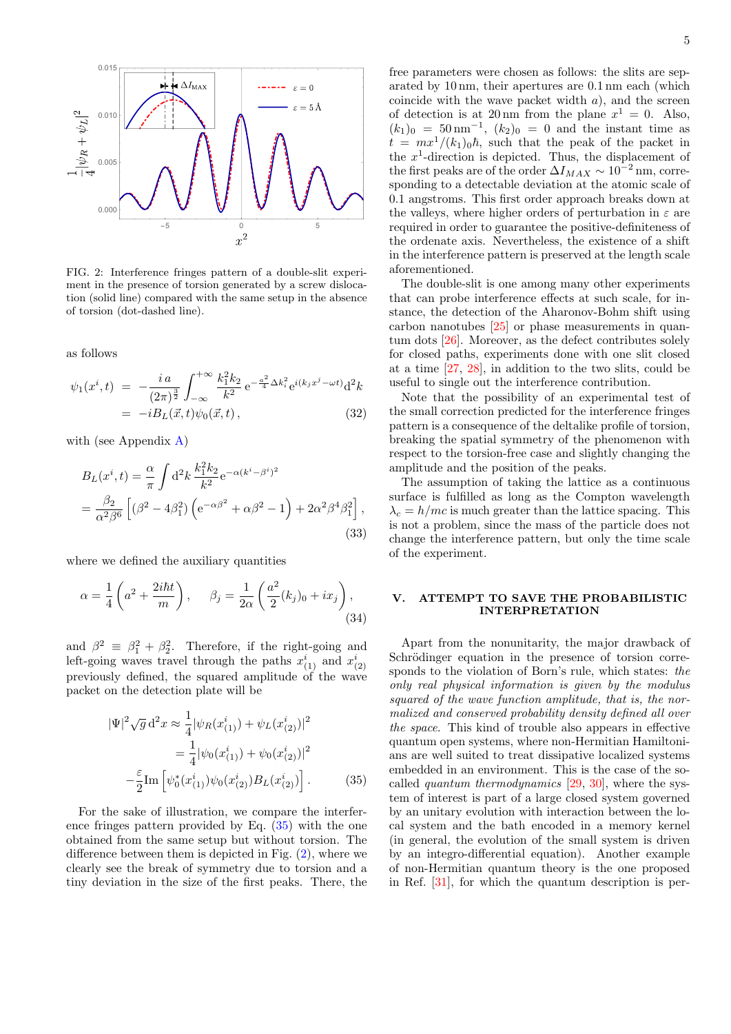FIG. 2: Interference fringes pattern of a double-slit experiment in the presence of torsion generated by a screw dislocation (solid line) compared with the same setup in the absence of torsion (dot-dashed line).

as follows

$$
\begin{aligned}
\psi_1(x^i,t) &= -\frac{i\,a}{(2\pi)^{\frac{3}{2}}}\int_{-\infty}^{+\infty}\frac{k_1^2 k_2}{k^2}\,\mathrm{e}^{-\frac{a^2}{4}\Delta k_i^2}\mathrm{e}^{i(k_j x^j-\omega t)}\mathrm{d}^2k \\
&= -iB_L(\vec{x},t)\psi_0(\vec{x},t)\,, \qquad (32)
\end{aligned}
$$

with (see Appendix A)

$$
\begin{aligned}
B_L(x^i,t) &= \frac{\alpha}{\pi}\int \mathrm{d}^2k\,\frac{k_1^2 k_2}{k^2}\mathrm{e}^{-\alpha(k^i-\beta^i)^2} \\
&= \frac{\beta_2}{\alpha^2\beta^6}\left[(\beta^2-4\beta_1^2)\left(\mathrm{e}^{-\alpha\beta^2}+\alpha\beta^2-1\right)+2\alpha^2\beta^4\beta_1^2\right], \qquad (33)
\end{aligned}
$$

where we defined the auxiliary quantities

$$
\alpha=\frac{1}{4}\left(a^2+\frac{2i\hbar t}{m}\right),\qquad \beta_j=\frac{1}{2\alpha}\left(\frac{a^2}{2}(k_j)_0+ix_j\right), \qquad (34)
$$

and $\beta^2\equiv\beta_1^2+\beta_2^2$. Therefore, if the right-going and left-going waves travel through the paths $x^i_{(1)}$ and $x^i_{(2)}$ previously defined, the squared amplitude of the wave packet on the detection plate will be

$$
\begin{aligned}
|\Psi|^2\sqrt{g}\,\mathrm{d}^2x &\approx \frac{1}{4}|\psi_R(x^i_{(1)})+\psi_L(x^i_{(2)})|^2 \\
&= \frac{1}{4}|\psi_0(x^i_{(1)})+\psi_0(x^i_{(2)})|^2 \\
&-\frac{\varepsilon}{2}\mathrm{Im}\left[\psi_0^*(x^i_{(1)})\psi_0(x^i_{(2)})B_L(x^i_{(2)})\right]. \qquad (35)
\end{aligned}
$$

For the sake of illustration, we compare the interference fringes pattern provided by Eq. (35) with the one obtained from the same setup but without torsion. The difference between them is depicted in Fig. (2), where we clearly see the break of symmetry due to torsion and a tiny deviation in the size of the first peaks. There, the free parameters were chosen as follows: the slits are separated by 10 nm, their apertures are 0.1 nm each (which coincide with the wave packet width $a$), and the screen of detection is at 20 nm from the plane $x^1=0$. Also, $(k_1)_0 = 50\,\mathrm{nm}^{-1}$, $(k_2)_0 = 0$ and the instant time as $t = mx^1/(k_1)_0\hbar$, such that the peak of the packet in the $x^1$-direction is depicted. Thus, the displacement of the first peaks are of the order $\Delta I_{MAX}\sim 10^{-2}$ nm, corresponding to a detectable deviation at the atomic scale of 0.1 angstroms. This first order approach breaks down at the valleys, where higher orders of perturbation in $\varepsilon$ are required in order to guarantee the positive-definiteness of the ordenate axis. Nevertheless, the existence of a shift in the interference pattern is preserved at the length scale aforementioned.

The double-slit is one among many other experiments that can probe interference effects at such scale, for instance, the detection of the Aharonov-Bohm shift using carbon nanotubes [25] or phase measurements in quantum dots [26]. Moreover, as the defect contributes solely for closed paths, experiments done with one slit closed at a time [27, 28], in addition to the two slits, could be useful to single out the interference contribution.

Note that the possibility of an experimental test of the small correction predicted for the interference fringes pattern is a consequence of the deltalike profile of torsion, breaking the spatial symmetry of the phenomenon with respect to the torsion-free case and slightly changing the amplitude and the position of the peaks.

The assumption of taking the lattice as a continuous surface is fulfilled as long as the Compton wavelength $\lambda_c = h/mc$ is much greater than the lattice spacing. This is not a problem, since the mass of the particle does not change the interference pattern, but only the time scale of the experiment.

## V. ATTEMPT TO SAVE THE PROBABILISTIC INTERPRETATION

Apart from the nonunitarity, the major drawback of Schrödinger equation in the presence of torsion corresponds to the violation of Born's rule, which states: *the only real physical information is given by the modulus squared of the wave function amplitude, that is, the normalized and conserved probability density defined all over the space*. This kind of trouble also appears in effective quantum open systems, where non-Hermitian Hamiltonians are well suited to treat dissipative localized systems embedded in an environment. This is the case of the so-called *quantum thermodynamics* [29, 30], where the system of interest is part of a large closed system governed by an unitary evolution with interaction between the local system and the bath encoded in a memory kernel (in general, the evolution of the small system is driven by an integro-differential equation). Another example of non-Hermitian quantum theory is the one proposed in Ref. [31], for which the quantum description is per-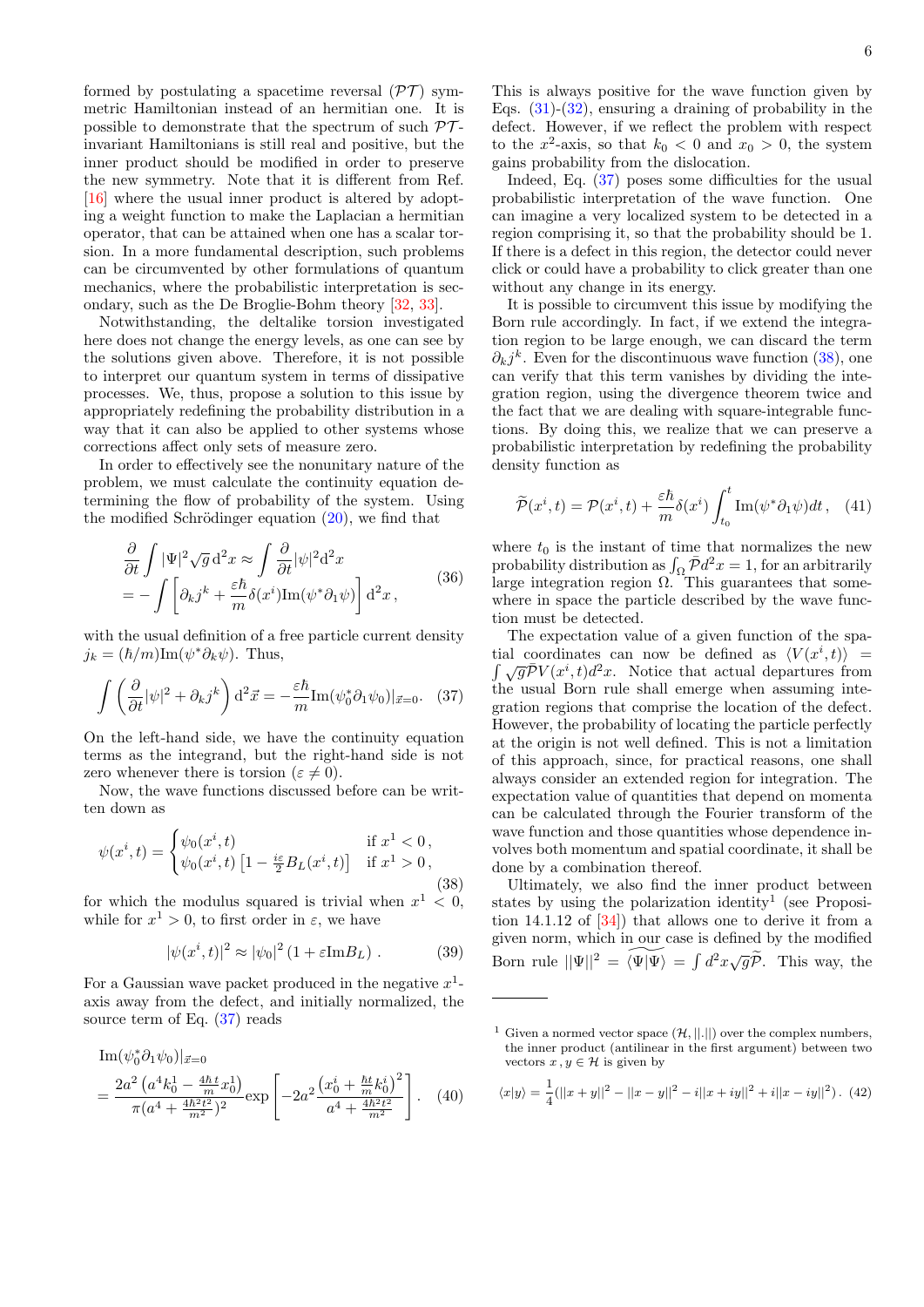formed by postulating a spacetime reversal ($\mathcal{PT}$) symmetric Hamiltonian instead of an hermitian one. It is possible to demonstrate that the spectrum of such $\mathcal{PT}$-invariant Hamiltonians is still real and positive, but the inner product should be modified in order to preserve the new symmetry. Note that it is different from Ref. [16] where the usual inner product is altered by adopting a weight function to make the Laplacian a hermitian operator, that can be attained when one has a scalar torsion. In a more fundamental description, such problems can be circumvented by other formulations of quantum mechanics, where the probabilistic interpretation is secondary, such as the De Broglie-Bohm theory [32, 33].

Notwithstanding, the deltalike torsion investigated here does not change the energy levels, as one can see by the solutions given above. Therefore, it is not possible to interpret our quantum system in terms of dissipative processes. We, thus, propose a solution to this issue by appropriately redefining the probability distribution in a way that it can also be applied to other systems whose corrections affect only sets of measure zero.

In order to effectively see the nonunitary nature of the problem, we must calculate the continuity equation determining the flow of probability of the system. Using the modified Schrödinger equation (20), we find that

$$
\begin{aligned}
&\frac{\partial}{\partial t}\int |\Psi|^2\sqrt{g}\,\mathrm{d}^2x \approx \int \frac{\partial}{\partial t}|\psi|^2\mathrm{d}^2x \\
&= -\int\left[\partial_k j^k + \frac{\varepsilon\hbar}{m}\delta(x^i)\mathrm{Im}(\psi^*\partial_1\psi)\right]\mathrm{d}^2x\,,
\end{aligned}
\tag{36}
$$

with the usual definition of a free particle current density $j_k = (\hbar/m)\mathrm{Im}(\psi^*\partial_k\psi)$. Thus,

$$
\int\left(\frac{\partial}{\partial t}|\psi|^2 + \partial_k j^k\right)\mathrm{d}^2\vec{x} = -\frac{\varepsilon\hbar}{m}\mathrm{Im}(\psi_0^*\partial_1\psi_0)|_{\vec{x}=0}. \tag{37}
$$

On the left-hand side, we have the continuity equation terms as the integrand, but the right-hand side is not zero whenever there is torsion ($\varepsilon \neq 0$).

Now, the wave functions discussed before can be written down as

$$
\psi(x^i,t) = \begin{cases} \psi_0(x^i,t) & \text{if } x^1 < 0\,, \\ \psi_0(x^i,t)\left[1 - \frac{i\varepsilon}{2}B_L(x^i,t)\right] & \text{if } x^1 > 0\,, \end{cases}
\tag{38}
$$

for which the modulus squared is trivial when $x^1 < 0$, while for $x^1 > 0$, to first order in $\varepsilon$, we have

$$
|\psi(x^i,t)|^2 \approx |\psi_0|^2\left(1 + \varepsilon\mathrm{Im}B_L\right)\,. \tag{39}
$$

For a Gaussian wave packet produced in the negative $x^1$-axis away from the defect, and initially normalized, the source term of Eq. (37) reads

$$
\begin{aligned}
&\mathrm{Im}(\psi_0^*\partial_1\psi_0)|_{\vec{x}=0} \\
&= \frac{2a^2\left(a^4k_0^1 - \frac{4\hbar t}{m}x_0^1\right)}{\pi(a^4 + \frac{4\hbar^2t^2}{m^2})^2}\exp\left[-2a^2\frac{\left(x_0^i + \frac{\hbar t}{m}k_0^i\right)^2}{a^4 + \frac{4\hbar^2t^2}{m^2}}\right].
\end{aligned}
\tag{40}
$$

This is always positive for the wave function given by Eqs. (31)-(32), ensuring a draining of probability in the defect. However, if we reflect the problem with respect to the $x^2$-axis, so that $k_0 < 0$ and $x_0 > 0$, the system gains probability from the dislocation.

Indeed, Eq. (37) poses some difficulties for the usual probabilistic interpretation of the wave function. One can imagine a very localized system to be detected in a region comprising it, so that the probability should be 1. If there is a defect in this region, the detector could never click or could have a probability to click greater than one without any change in its energy.

It is possible to circumvent this issue by modifying the Born rule accordingly. In fact, if we extend the integration region to be large enough, we can discard the term $\partial_k j^k$. Even for the discontinuous wave function (38), one can verify that this term vanishes by dividing the integration region, using the divergence theorem twice and the fact that we are dealing with square-integrable functions. By doing this, we realize that we can preserve a probabilistic interpretation by redefining the probability density function as

$$
\widetilde{\mathcal{P}}(x^i,t) = \mathcal{P}(x^i,t) + \frac{\varepsilon\hbar}{m}\delta(x^i)\int_{t_0}^{t}\mathrm{Im}(\psi^*\partial_1\psi)dt\,, \tag{41}
$$

where $t_0$ is the instant of time that normalizes the new probability distribution as $\int_\Omega \tilde{\mathcal{P}}d^2x = 1$, for an arbitrarily large integration region $\Omega$. This guarantees that somewhere in space the particle described by the wave function must be detected.

The expectation value of a given function of the spatial coordinates can now be defined as $\langle V(x^i,t)\rangle = \int\sqrt{g}\tilde{\mathcal{P}}V(x^i,t)d^2x$. Notice that actual departures from the usual Born rule shall emerge when assuming integration regions that comprise the location of the defect. However, the probability of locating the particle perfectly at the origin is not well defined. This is not a limitation of this approach, since, for practical reasons, one shall always consider an extended region for integration. The expectation value of quantities that depend on momenta can be calculated through the Fourier transform of the wave function and those quantities whose dependence involves both momentum and spatial coordinate, it shall be done by a combination thereof.

Ultimately, we also find the inner product between states by using the polarization identity[1] (see Proposition 14.1.12 of [34]) that allows one to derive it from a given norm, which in our case is defined by the modified Born rule $||\Psi||^2 = \widetilde{\langle\Psi|\Psi\rangle} = \int d^2x\sqrt{g}\widetilde{\mathcal{P}}$. This way, the

---

[1] Given a normed vector space $(\mathcal{H}, ||.||)$ over the complex numbers, the inner product (antilinear in the first argument) between two vectors $x\,, y \in \mathcal{H}$ is given by

$$
\langle x|y\rangle = \frac{1}{4}(||x+y||^2 - ||x-y||^2 - i||x+iy||^2 + i||x-iy||^2)\,. \tag{42}
$$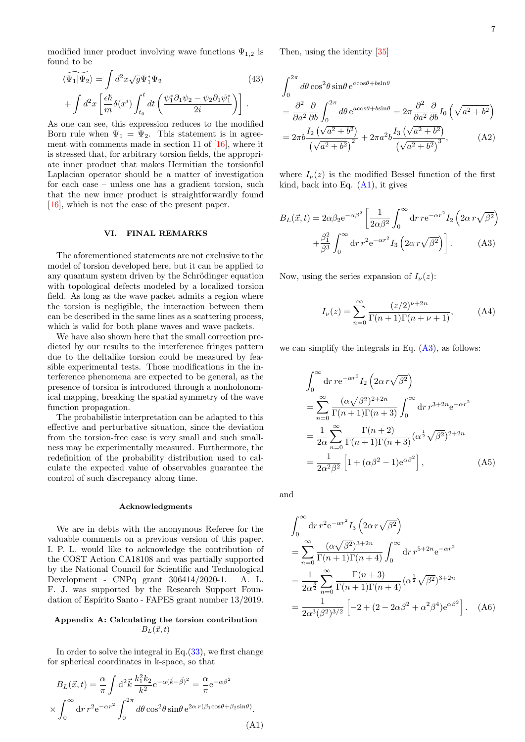modified inner product involving wave functions $\Psi_{1,2}$ is found to be

$$\widetilde{\langle \Psi_1 | \Psi_2 \rangle} = \int d^2x \sqrt{g} \Psi_1^* \Psi_2 \tag{43}$$
$$+ \int d^2x \left[ \frac{\epsilon \hbar}{m} \delta(x^i) \int_{t_0}^{t} dt \left( \frac{\psi_1^* \partial_1 \psi_2 - \psi_2 \partial_1 \psi_1^*}{2i} \right) \right].$$

As one can see, this expression reduces to the modified Born rule when $\Psi_1 = \Psi_2$. This statement is in agreement with comments made in section 11 of [16], where it is stressed that, for arbitrary torsion fields, the appropriate inner product that makes Hermitian the torsionful Laplacian operator should be a matter of investigation for each case – unless one has a gradient torsion, such that the new inner product is straightforwardly found [16], which is not the case of the present paper.

## VI. FINAL REMARKS

The aforementioned statements are not exclusive to the model of torsion developed here, but it can be applied to any quantum system driven by the Schrödinger equation with topological defects modeled by a localized torsion field. As long as the wave packet admits a region where the torsion is negligible, the interaction between them can be described in the same lines as a scattering process, which is valid for both plane waves and wave packets.

We have also shown here that the small correction predicted by our results to the interference fringes pattern due to the deltalike torsion could be measured by feasible experimental tests. Those modifications in the interference phenomena are expected to be general, as the presence of torsion is introduced through a nonholonomical mapping, breaking the spatial symmetry of the wave function propagation.

The probabilistic interpretation can be adapted to this effective and perturbative situation, since the deviation from the torsion-free case is very small and such smallness may be experimentally measured. Furthermore, the redefinition of the probability distribution used to calculate the expected value of observables guarantee the control of such discrepancy along time.

### Acknowledgments

We are in debts with the anonymous Referee for the valuable comments on a previous version of this paper. I. P. L. would like to acknowledge the contribution of the COST Action CA18108 and was partially supported by the National Council for Scientific and Technological Development - CNPq grant 306414/2020-1. A. L. F. J. was supported by the Research Support Foundation of Espírito Santo - FAPES grant number 13/2019.

### Appendix A: Calculating the torsion contribution $B_L(\vec{x}, t)$

In order to solve the integral in Eq.(33), we first change for spherical coordinates in k-space, so that

$$B_L(\vec{x}, t) = \frac{\alpha}{\pi} \int \mathrm{d}^2\vec{k} \, \frac{k_1^2 k_2}{k^2} \mathrm{e}^{-\alpha(\vec{k}-\vec{\beta})^2} = \frac{\alpha}{\pi} \mathrm{e}^{-\alpha\beta^2}$$
$$\times \int_0^\infty \mathrm{d}r \, r^2 \mathrm{e}^{-\alpha r^2} \int_0^{2\pi} d\theta \cos^2\theta \sin\theta \, \mathrm{e}^{2\alpha\, r(\beta_1 \cos\theta + \beta_2 \sin\theta)}. \tag{A1}$$

Then, using the identity [35]

$$\int_0^{2\pi} d\theta \cos^2\theta \sin\theta \, \mathrm{e}^{a\cos\theta + b\sin\theta}$$
$$= \frac{\partial^2}{\partial a^2} \frac{\partial}{\partial b} \int_0^{2\pi} d\theta \, \mathrm{e}^{a\cos\theta + b\sin\theta} = 2\pi \frac{\partial^2}{\partial a^2} \frac{\partial}{\partial b} I_0\left(\sqrt{a^2+b^2}\right)$$
$$= 2\pi b \frac{I_2\left(\sqrt{a^2+b^2}\right)}{\left(\sqrt{a^2+b^2}\right)^2} + 2\pi a^2 b \frac{I_3\left(\sqrt{a^2+b^2}\right)}{\left(\sqrt{a^2+b^2}\right)^3}, \tag{A2}$$

where $I_\nu(z)$ is the modified Bessel function of the first kind, back into Eq. (A1), it gives

$$B_L(\vec{x}, t) = 2\alpha\beta_2 \mathrm{e}^{-\alpha\beta^2} \left[ \frac{1}{2\alpha\beta^2} \int_0^\infty \mathrm{d}r \, r \mathrm{e}^{-\alpha r^2} I_2\left(2\alpha\, r\sqrt{\beta^2}\right) \right.$$
$$\left. + \frac{\beta_1^2}{\beta^3} \int_0^\infty \mathrm{d}r \, r^2 \mathrm{e}^{-\alpha r^2} I_3\left(2\alpha\, r\sqrt{\beta^2}\right) \right]. \tag{A3}$$

Now, using the series expansion of $I_\nu(z)$:

$$I_\nu(z) = \sum_{n=0}^{\infty} \frac{(z/2)^{\nu+2n}}{\Gamma(n+1)\Gamma(n+\nu+1)}, \tag{A4}$$

we can simplify the integrals in Eq. (A3), as follows:

$$\int_0^\infty \mathrm{d}r \, r \mathrm{e}^{-\alpha r^2} I_2\left(2\alpha\, r\sqrt{\beta^2}\right)$$
$$= \sum_{n=0}^{\infty} \frac{(\alpha\sqrt{\beta^2})^{2+2n}}{\Gamma(n+1)\Gamma(n+3)} \int_0^\infty \mathrm{d}r \, r^{3+2n} \mathrm{e}^{-\alpha r^2}$$
$$= \frac{1}{2\alpha} \sum_{n=0}^{\infty} \frac{\Gamma(n+2)}{\Gamma(n+1)\Gamma(n+3)} (\alpha^{\frac{1}{2}}\sqrt{\beta^2})^{2+2n}$$
$$= \frac{1}{2\alpha^2\beta^2} \left[ 1 + (\alpha\beta^2 - 1)\mathrm{e}^{\alpha\beta^2} \right], \tag{A5}$$

and

$$\int_0^\infty \mathrm{d}r \, r^2 \mathrm{e}^{-\alpha r^2} I_3\left(2\alpha\, r\sqrt{\beta^2}\right)$$
$$= \sum_{n=0}^{\infty} \frac{(\alpha\sqrt{\beta^2})^{3+2n}}{\Gamma(n+1)\Gamma(n+4)} \int_0^\infty \mathrm{d}r \, r^{5+2n} \mathrm{e}^{-\alpha r^2}$$
$$= \frac{1}{2\alpha^{\frac{3}{2}}} \sum_{n=0}^{\infty} \frac{\Gamma(n+3)}{\Gamma(n+1)\Gamma(n+4)} (\alpha^{\frac{1}{2}}\sqrt{\beta^2})^{3+2n}$$
$$= \frac{1}{2\alpha^3(\beta^2)^{3/2}} \left[ -2 + (2 - 2\alpha\beta^2 + \alpha^2\beta^4)\mathrm{e}^{\alpha\beta^2} \right]. \tag{A6}$$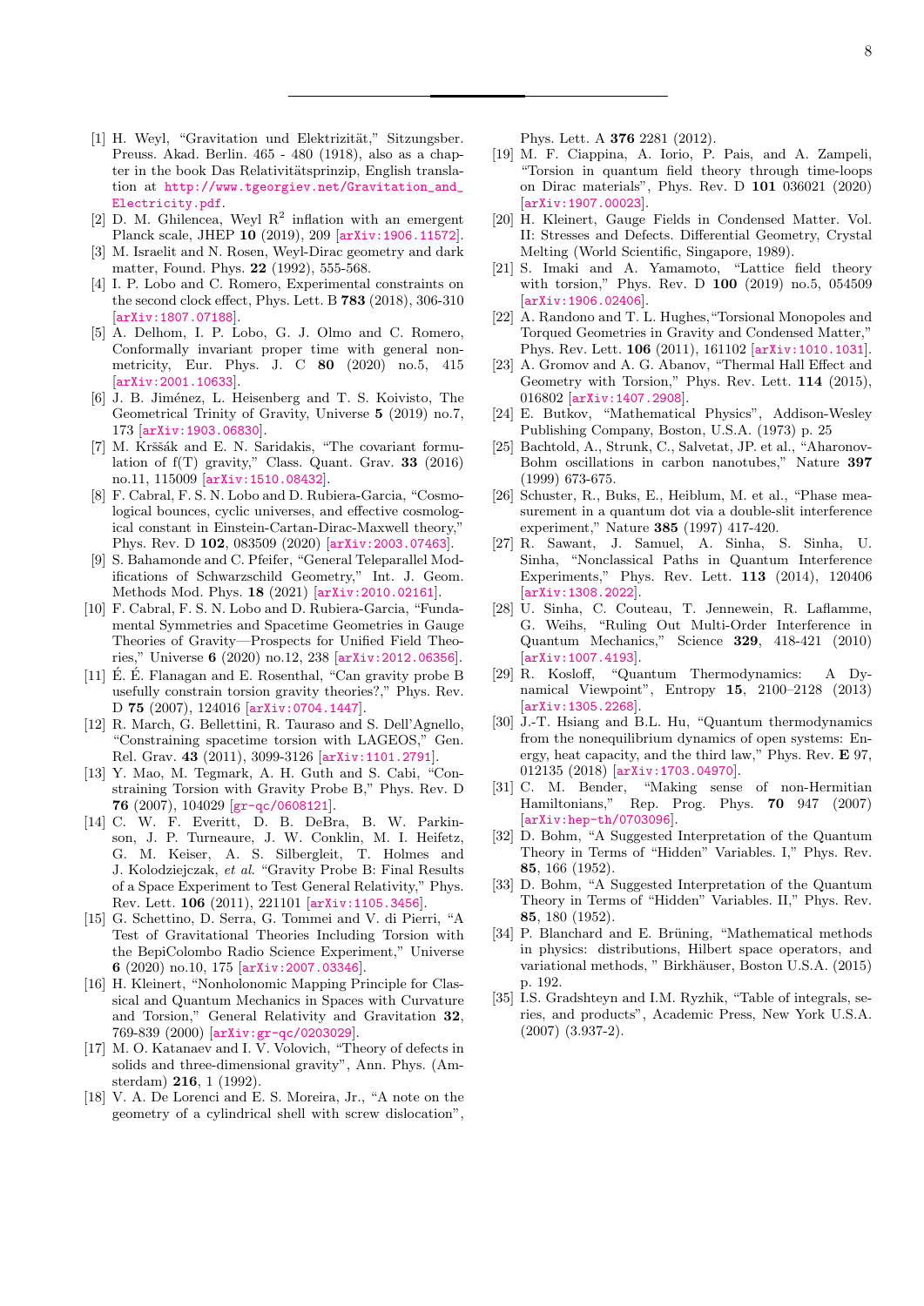[1] H. Weyl, "Gravitation und Elektrizität," Sitzungsber. Preuss. Akad. Berlin. 465 - 480 (1918), also as a chapter in the book Das Relativitätsprinzip, English translation at http://www.tgeorgiev.net/Gravitation_and_Electricity.pdf.

[2] D. M. Ghilencea, Weyl $R^2$ inflation with an emergent Planck scale, JHEP **10** (2019), 209 [arXiv:1906.11572].

[3] M. Israelit and N. Rosen, Weyl-Dirac geometry and dark matter, Found. Phys. **22** (1992), 555-568.

[4] I. P. Lobo and C. Romero, Experimental constraints on the second clock effect, Phys. Lett. B **783** (2018), 306-310 [arXiv:1807.07188].

[5] A. Delhom, I. P. Lobo, G. J. Olmo and C. Romero, Conformally invariant proper time with general non-metricity, Eur. Phys. J. C **80** (2020) no.5, 415 [arXiv:2001.10633].

[6] J. B. Jiménez, L. Heisenberg and T. S. Koivisto, The Geometrical Trinity of Gravity, Universe **5** (2019) no.7, 173 [arXiv:1903.06830].

[7] M. Krššák and E. N. Saridakis, "The covariant formulation of f(T) gravity," Class. Quant. Grav. **33** (2016) no.11, 115009 [arXiv:1510.08432].

[8] F. Cabral, F. S. N. Lobo and D. Rubiera-Garcia, "Cosmological bounces, cyclic universes, and effective cosmological constant in Einstein-Cartan-Dirac-Maxwell theory," Phys. Rev. D **102**, 083509 (2020) [arXiv:2003.07463].

[9] S. Bahamonde and C. Pfeifer, "General Teleparallel Modifications of Schwarzschild Geometry," Int. J. Geom. Methods Mod. Phys. **18** (2021) [arXiv:2010.02161].

[10] F. Cabral, F. S. N. Lobo and D. Rubiera-Garcia, "Fundamental Symmetries and Spacetime Geometries in Gauge Theories of Gravity—Prospects for Unified Field Theories," Universe **6** (2020) no.12, 238 [arXiv:2012.06356].

[11] É. É. Flanagan and E. Rosenthal, "Can gravity probe B usefully constrain torsion gravity theories?," Phys. Rev. D **75** (2007), 124016 [arXiv:0704.1447].

[12] R. March, G. Bellettini, R. Tauraso and S. Dell'Agnello, "Constraining spacetime torsion with LAGEOS," Gen. Rel. Grav. **43** (2011), 3099-3126 [arXiv:1101.2791].

[13] Y. Mao, M. Tegmark, A. H. Guth and S. Cabi, "Constraining Torsion with Gravity Probe B," Phys. Rev. D **76** (2007), 104029 [gr-qc/0608121].

[14] C. W. F. Everitt, D. B. DeBra, B. W. Parkinson, J. P. Turneaure, J. W. Conklin, M. I. Heifetz, G. M. Keiser, A. S. Silbergleit, T. Holmes and J. Kolodziejczak, *et al.* "Gravity Probe B: Final Results of a Space Experiment to Test General Relativity," Phys. Rev. Lett. **106** (2011), 221101 [arXiv:1105.3456].

[15] G. Schettino, D. Serra, G. Tommei and V. di Pierri, "A Test of Gravitational Theories Including Torsion with the BepiColombo Radio Science Experiment," Universe **6** (2020) no.10, 175 [arXiv:2007.03346].

[16] H. Kleinert, "Nonholonomic Mapping Principle for Classical and Quantum Mechanics in Spaces with Curvature and Torsion," General Relativity and Gravitation **32**, 769-839 (2000) [arXiv:gr-qc/0203029].

[17] M. O. Katanaev and I. V. Volovich, "Theory of defects in solids and three-dimensional gravity", Ann. Phys. (Amsterdam) **216**, 1 (1992).

[18] V. A. De Lorenci and E. S. Moreira, Jr., "A note on the geometry of a cylindrical shell with screw dislocation", Phys. Lett. A **376** 2281 (2012).

[19] M. F. Ciappina, A. Iorio, P. Pais, and A. Zampeli, "Torsion in quantum field theory through time-loops on Dirac materials", Phys. Rev. D **101** 036021 (2020) [arXiv:1907.00023].

[20] H. Kleinert, Gauge Fields in Condensed Matter. Vol. II: Stresses and Defects. Differential Geometry, Crystal Melting (World Scientific, Singapore, 1989).

[21] S. Imaki and A. Yamamoto, "Lattice field theory with torsion," Phys. Rev. D **100** (2019) no.5, 054509 [arXiv:1906.02406].

[22] A. Randono and T. L. Hughes,"Torsional Monopoles and Torqued Geometries in Gravity and Condensed Matter," Phys. Rev. Lett. **106** (2011), 161102 [arXiv:1010.1031].

[23] A. Gromov and A. G. Abanov, "Thermal Hall Effect and Geometry with Torsion," Phys. Rev. Lett. **114** (2015), 016802 [arXiv:1407.2908].

[24] E. Butkov, "Mathematical Physics", Addison-Wesley Publishing Company, Boston, U.S.A. (1973) p. 25

[25] Bachtold, A., Strunk, C., Salvetat, JP. et al., "Aharonov-Bohm oscillations in carbon nanotubes," Nature **397** (1999) 673-675.

[26] Schuster, R., Buks, E., Heiblum, M. et al., "Phase measurement in a quantum dot via a double-slit interference experiment," Nature **385** (1997) 417-420.

[27] R. Sawant, J. Samuel, A. Sinha, S. Sinha, U. Sinha, "Nonclassical Paths in Quantum Interference Experiments," Phys. Rev. Lett. **113** (2014), 120406 [arXiv:1308.2022].

[28] U. Sinha, C. Couteau, T. Jennewein, R. Laflamme, G. Weihs, "Ruling Out Multi-Order Interference in Quantum Mechanics," Science **329**, 418-421 (2010) [arXiv:1007.4193].

[29] R. Kosloff, "Quantum Thermodynamics: A Dynamical Viewpoint", Entropy **15**, 2100–2128 (2013) [arXiv:1305.2268].

[30] J.-T. Hsiang and B.L. Hu, "Quantum thermodynamics from the nonequilibrium dynamics of open systems: Energy, heat capacity, and the third law," Phys. Rev. **E** 97, 012135 (2018) [arXiv:1703.04970].

[31] C. M. Bender, "Making sense of non-Hermitian Hamiltonians," Rep. Prog. Phys. **70** 947 (2007) [arXiv:hep-th/0703096].

[32] D. Bohm, "A Suggested Interpretation of the Quantum Theory in Terms of "Hidden" Variables. I," Phys. Rev. **85**, 166 (1952).

[33] D. Bohm, "A Suggested Interpretation of the Quantum Theory in Terms of "Hidden" Variables. II," Phys. Rev. **85**, 180 (1952).

[34] P. Blanchard and E. Brüning, "Mathematical methods in physics: distributions, Hilbert space operators, and variational methods, " Birkhäuser, Boston U.S.A. (2015) p. 192.

[35] I.S. Gradshteyn and I.M. Ryzhik, "Table of integrals, series, and products", Academic Press, New York U.S.A. (2007) (3.937-2).